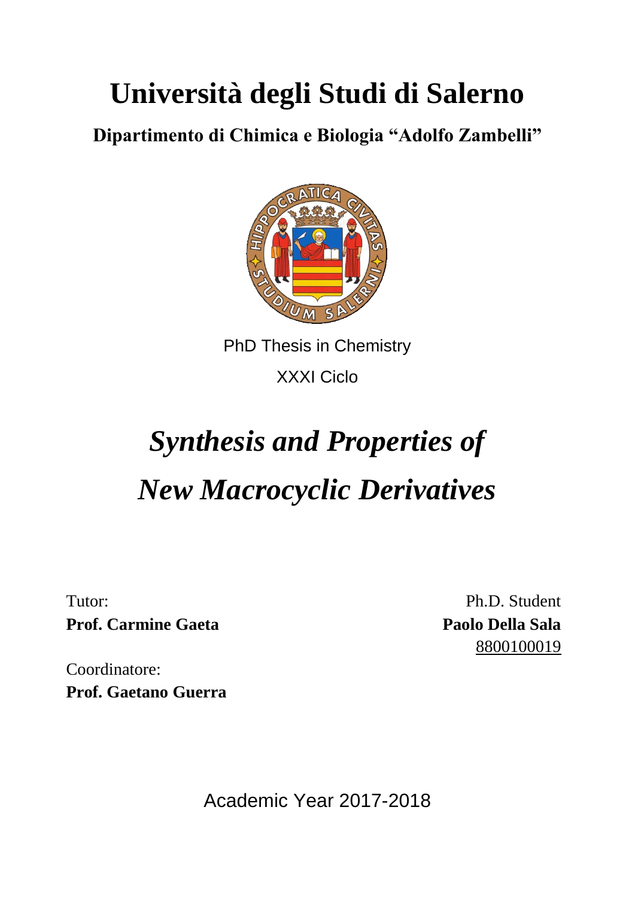# Università degli Studi di Salerno

## Dipartimento di Chimica e Biologia "Adolfo Zambelli"

PhD Thesis in Chemistry

XXXI Ciclo

# *Synthesis and Properties of New Macrocyclic Derivatives*

Tutor:
**Prof. Carmine Gaeta**

Ph.D. Student
**Paolo Della Sala**
8800100019

Coordinatore:
**Prof. Gaetano Guerra**

Academic Year 2017-2018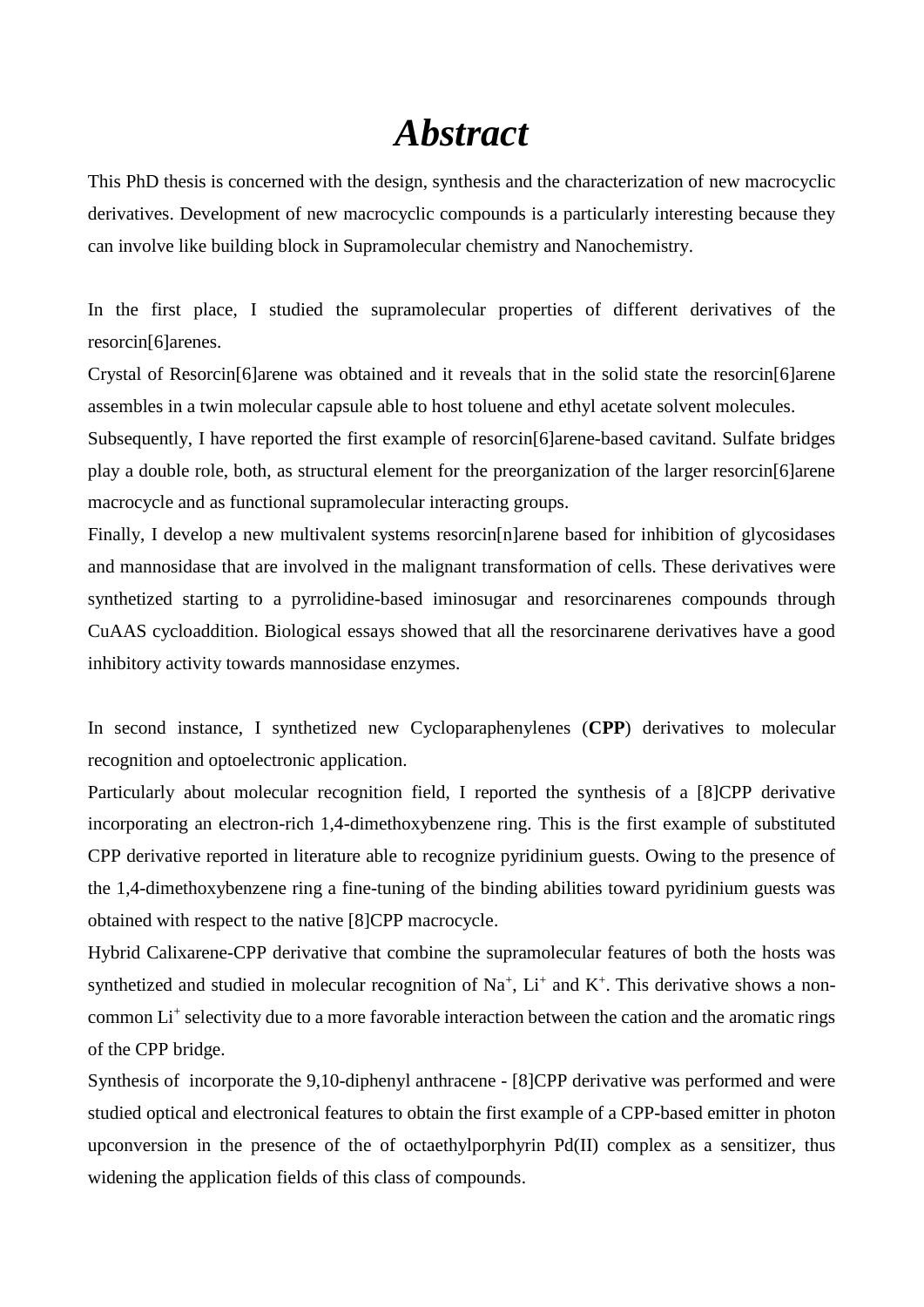# *Abstract*

This PhD thesis is concerned with the design, synthesis and the characterization of new macrocyclic derivatives. Development of new macrocyclic compounds is a particularly interesting because they can involve like building block in Supramolecular chemistry and Nanochemistry.

In the first place, I studied the supramolecular properties of different derivatives of the resorcin[6]arenes.

Crystal of Resorcin[6]arene was obtained and it reveals that in the solid state the resorcin[6]arene assembles in a twin molecular capsule able to host toluene and ethyl acetate solvent molecules.

Subsequently, I have reported the first example of resorcin[6]arene-based cavitand. Sulfate bridges play a double role, both, as structural element for the preorganization of the larger resorcin[6]arene macrocycle and as functional supramolecular interacting groups.

Finally, I develop a new multivalent systems resorcin[n]arene based for inhibition of glycosidases and mannosidase that are involved in the malignant transformation of cells. These derivatives were synthetized starting to a pyrrolidine-based iminosugar and resorcinarenes compounds through CuAAS cycloaddition. Biological essays showed that all the resorcinarene derivatives have a good inhibitory activity towards mannosidase enzymes.

In second instance, I synthetized new Cycloparaphenylenes (**CPP**) derivatives to molecular recognition and optoelectronic application.

Particularly about molecular recognition field, I reported the synthesis of a [8]CPP derivative incorporating an electron-rich 1,4-dimethoxybenzene ring. This is the first example of substituted CPP derivative reported in literature able to recognize pyridinium guests. Owing to the presence of the 1,4-dimethoxybenzene ring a fine-tuning of the binding abilities toward pyridinium guests was obtained with respect to the native [8]CPP macrocycle.

Hybrid Calixarene-CPP derivative that combine the supramolecular features of both the hosts was synthetized and studied in molecular recognition of $Na^+$, $Li^+$ and $K^+$. This derivative shows a non-common $Li^+$ selectivity due to a more favorable interaction between the cation and the aromatic rings of the CPP bridge.

Synthesis of incorporate the 9,10-diphenyl anthracene - [8]CPP derivative was performed and were studied optical and electronical features to obtain the first example of a CPP-based emitter in photon upconversion in the presence of the of octaethylporphyrin Pd(II) complex as a sensitizer, thus widening the application fields of this class of compounds.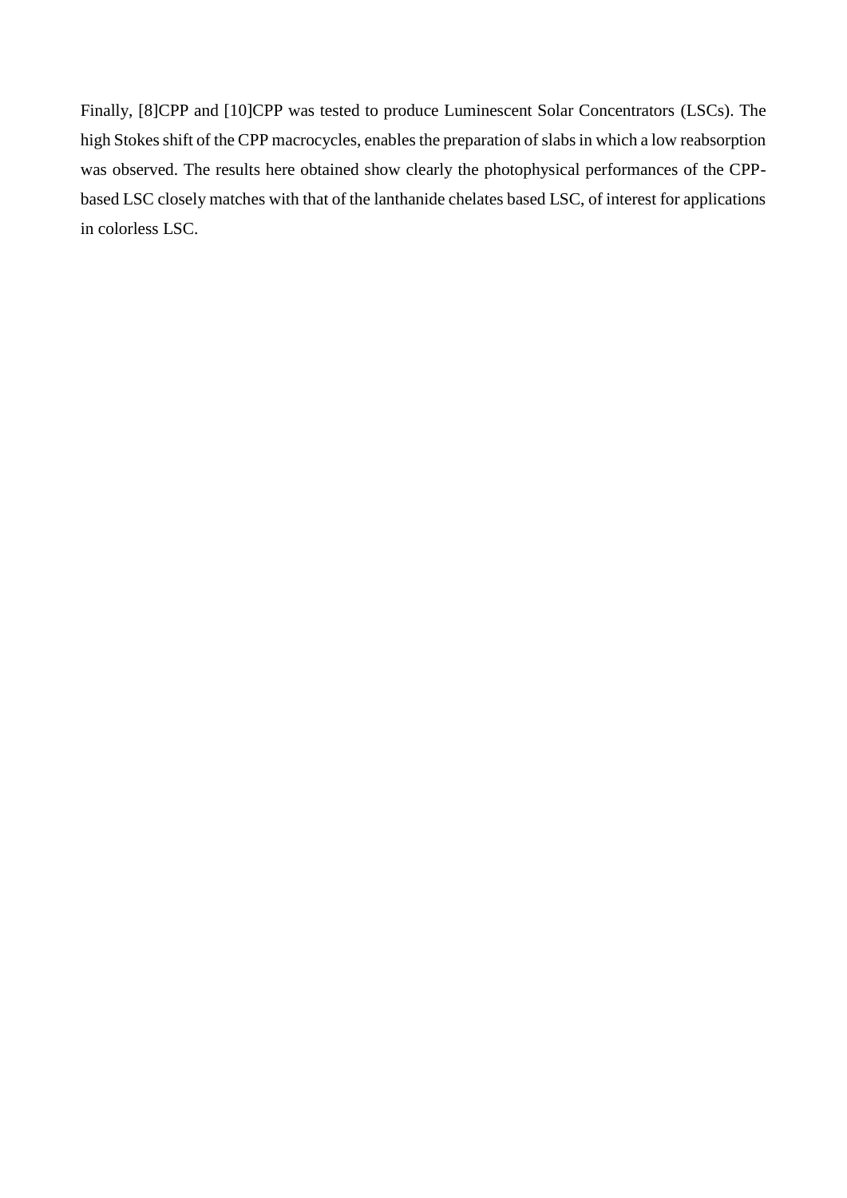Finally, [8]CPP and [10]CPP was tested to produce Luminescent Solar Concentrators (LSCs). The high Stokes shift of the CPP macrocycles, enables the preparation of slabs in which a low reabsorption was observed. The results here obtained show clearly the photophysical performances of the CPP-based LSC closely matches with that of the lanthanide chelates based LSC, of interest for applications in colorless LSC.